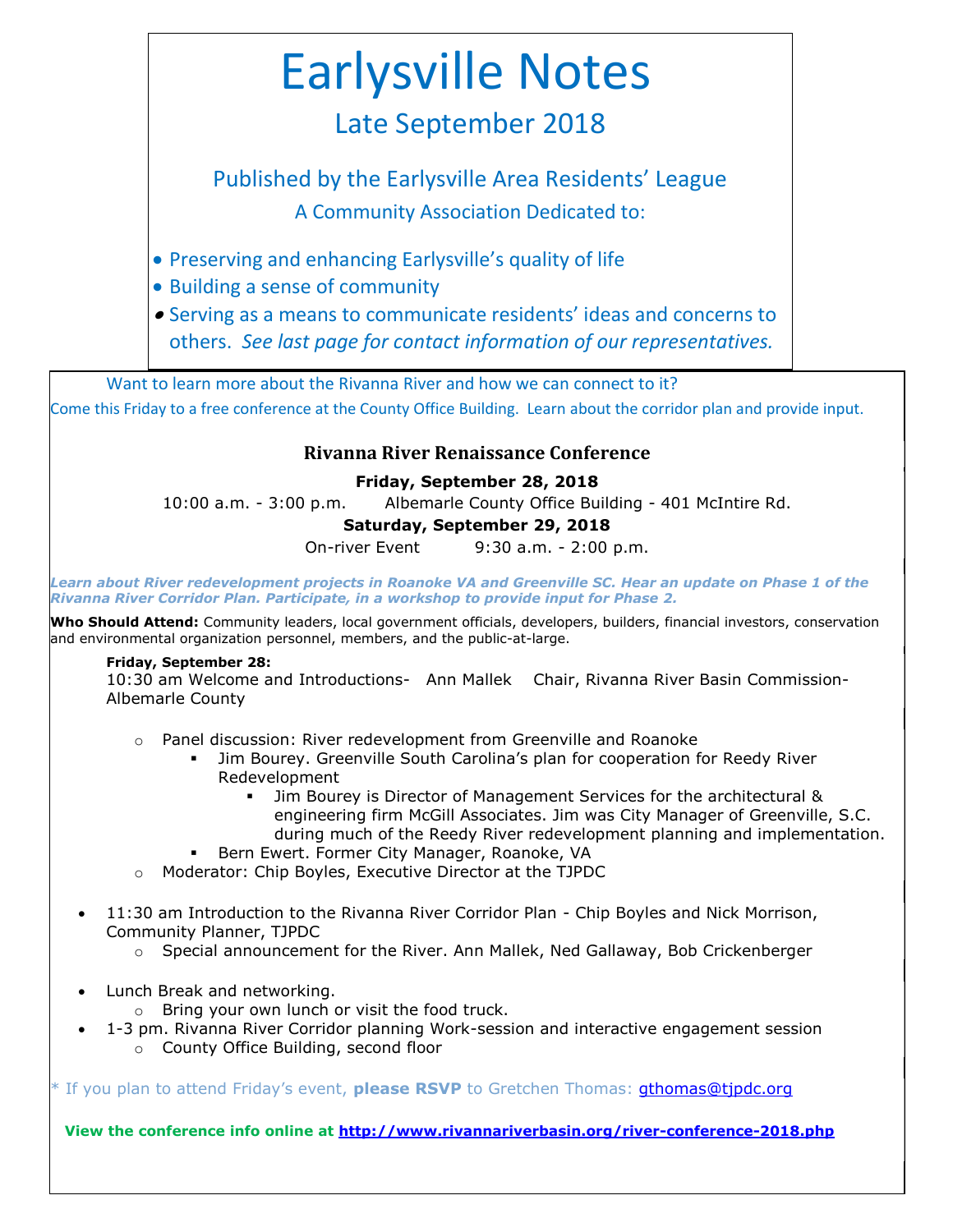# Earlysville Notes

## Late September 2018

### Published by the Earlysville Area Residents' League

A Community Association Dedicated to:

- Preserving and enhancing Earlysville's quality of life
- Building a sense of community
- Serving as a means to communicate residents' ideas and concerns to others. *See last page for contact information of our representatives.*

---

Want to learn more about the Rivanna River and how we can connect to it?

Come this Friday to a free conference at the County Office Building. Learn about the corridor plan and provide input.

## Rivanna River Renaissance Conference

**Friday, September 28, 2018**

10:00 a.m. - 3:00 p.m. Albemarle County Office Building - 401 McIntire Rd.

**Saturday, September 29, 2018**

On-river Event 9:30 a.m. - 2:00 p.m.

***Learn about River redevelopment projects in Roanoke VA and Greenville SC. Hear an update on Phase 1 of the Rivanna River Corridor Plan. Participate, in a workshop to provide input for Phase 2.***

**Who Should Attend:** Community leaders, local government officials, developers, builders, financial investors, conservation and environmental organization personnel, members, and the public-at-large.

**Friday, September 28:**

10:30 am Welcome and Introductions- Ann Mallek Chair, Rivanna River Basin Commission-Albemarle County

- Panel discussion: River redevelopment from Greenville and Roanoke
  - Jim Bourey. Greenville South Carolina's plan for cooperation for Reedy River Redevelopment
    - Jim Bourey is Director of Management Services for the architectural & engineering firm McGill Associates. Jim was City Manager of Greenville, S.C. during much of the Reedy River redevelopment planning and implementation.
  - Bern Ewert. Former City Manager, Roanoke, VA
- Moderator: Chip Boyles, Executive Director at the TJPDC

- 11:30 am Introduction to the Rivanna River Corridor Plan - Chip Boyles and Nick Morrison, Community Planner, TJPDC
  - Special announcement for the River. Ann Mallek, Ned Gallaway, Bob Crickenberger
- Lunch Break and networking.
  - Bring your own lunch or visit the food truck.
- 1-3 pm. Rivanna River Corridor planning Work-session and interactive engagement session
  - County Office Building, second floor

\* If you plan to attend Friday's event, **please RSVP** to Gretchen Thomas: gthomas@tjpdc.org

**View the conference info online at http://www.rivannariverbasin.org/river-conference-2018.php**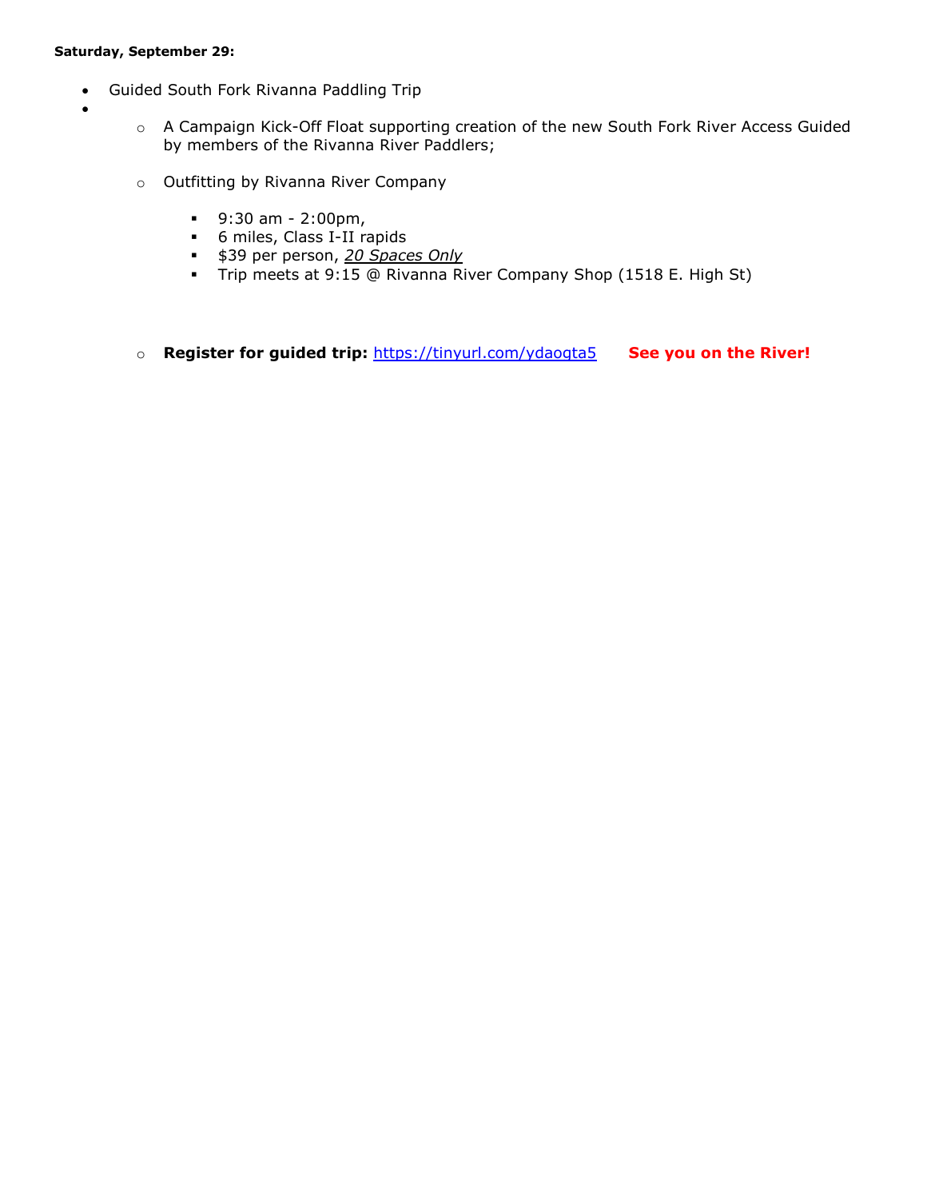**Saturday, September 29:**

- Guided South Fork Rivanna Paddling Trip
-
  - A Campaign Kick-Off Float supporting creation of the new South Fork River Access Guided by members of the Rivanna River Paddlers;
  - Outfitting by Rivanna River Company
    - 9:30 am - 2:00pm,
    - 6 miles, Class I-II rapids
    - $39 per person, *20 Spaces Only*
    - Trip meets at 9:15 @ Rivanna River Company Shop (1518 E. High St)
  - **Register for guided trip:** https://tinyurl.com/ydaoqta5 **See you on the River!**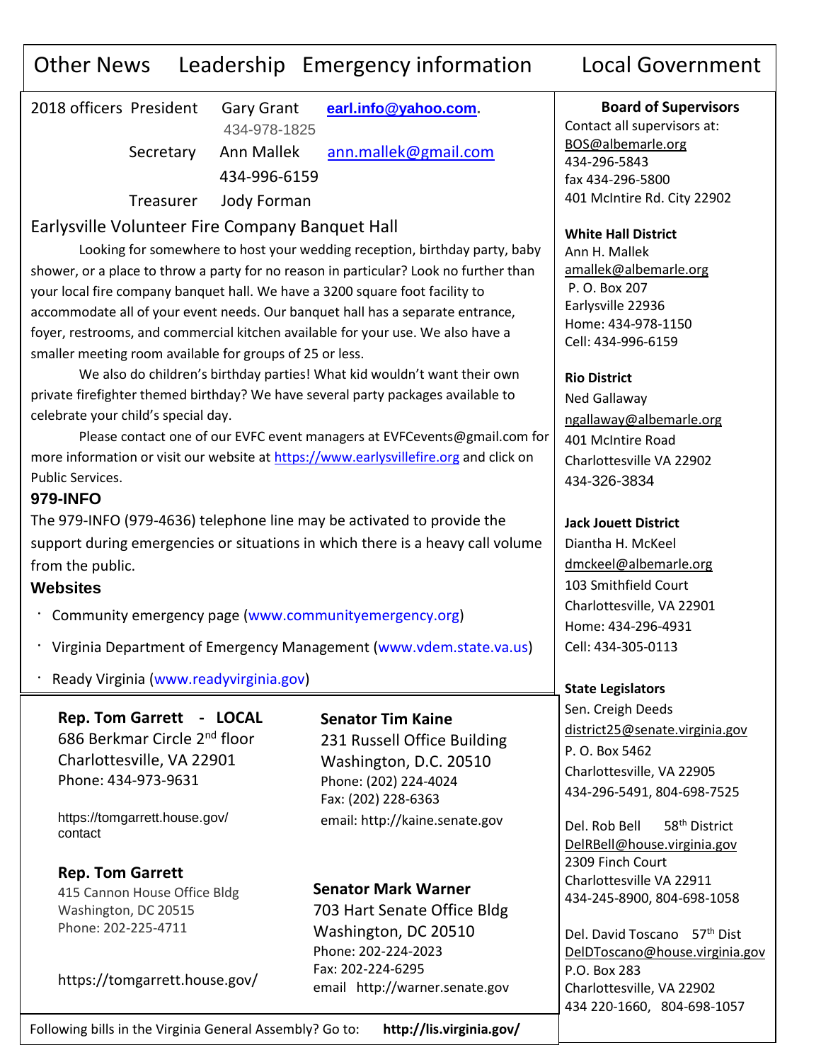# Other News  Leadership  Emergency information  Local Government

2018 officers

| | | | |
|---|---|---|---|
| President | Gary Grant | 434-978-1825 | **earl.info@yahoo.com**. |
| Secretary | Ann Mallek | 434-996-6159 | ann.mallek@gmail.com |
| Treasurer | Jody Forman | | |

## Earlysville Volunteer Fire Company Banquet Hall

Looking for somewhere to host your wedding reception, birthday party, baby shower, or a place to throw a party for no reason in particular? Look no further than your local fire company banquet hall. We have a 3200 square foot facility to accommodate all of your event needs. Our banquet hall has a separate entrance, foyer, restrooms, and commercial kitchen available for your use. We also have a smaller meeting room available for groups of 25 or less.

We also do children's birthday parties! What kid wouldn't want their own private firefighter themed birthday? We have several party packages available to celebrate your child's special day.

Please contact one of our EVFC event managers at EVFCevents@gmail.com for more information or visit our website at https://www.earlysvillefire.org and click on Public Services.

## 979-INFO

The 979-INFO (979-4636) telephone line may be activated to provide the support during emergencies or situations in which there is a heavy call volume from the public.

## Websites

- Community emergency page (www.communityemergency.org)
- Virginia Department of Emergency Management (www.vdem.state.va.us)
- Ready Virginia (www.readyvirginia.gov)

**Rep. Tom Garrett - LOCAL**
686 Berkmar Circle 2nd floor
Charlottesville, VA 22901
Phone: 434-973-9631

https://tomgarrett.house.gov/contact

**Rep. Tom Garrett**
415 Cannon House Office Bldg
Washington, DC 20515
Phone: 202-225-4711

https://tomgarrett.house.gov/

**Senator Tim Kaine**
231 Russell Office Building
Washington, D.C. 20510
Phone: (202) 224-4024
Fax: (202) 228-6363
email: http://kaine.senate.gov

**Senator Mark Warner**
703 Hart Senate Office Bldg
Washington, DC 20510
Phone: 202-224-2023
Fax: 202-224-6295
email http://warner.senate.gov

Following bills in the Virginia General Assembly? Go to: **http://lis.virginia.gov/**

### Board of Supervisors

Contact all supervisors at:
BOS@albemarle.org
434-296-5843
fax 434-296-5800
401 McIntire Rd. City 22902

**White Hall District**
Ann H. Mallek
amallek@albemarle.org
P. O. Box 207
Earlysville 22936
Home: 434-978-1150
Cell: 434-996-6159

**Rio District**
Ned Gallaway
ngallaway@albemarle.org
401 McIntire Road
Charlottesville VA 22902
434-326-3834

**Jack Jouett District**
Diantha H. McKeel
dmckeel@albemarle.org
103 Smithfield Court
Charlottesville, VA 22901
Home: 434-296-4931
Cell: 434-305-0113

**State Legislators**

Sen. Creigh Deeds
district25@senate.virginia.gov
P. O. Box 5462
Charlottesville, VA 22905
434-296-5491, 804-698-7525

Del. Rob Bell 58th District
DelRBell@house.virginia.gov
2309 Finch Court
Charlottesville VA 22911
434-245-8900, 804-698-1058

Del. David Toscano 57th Dist
DelDToscano@house.virginia.gov
P.O. Box 283
Charlottesville, VA 22902
434 220-1660, 804-698-1057